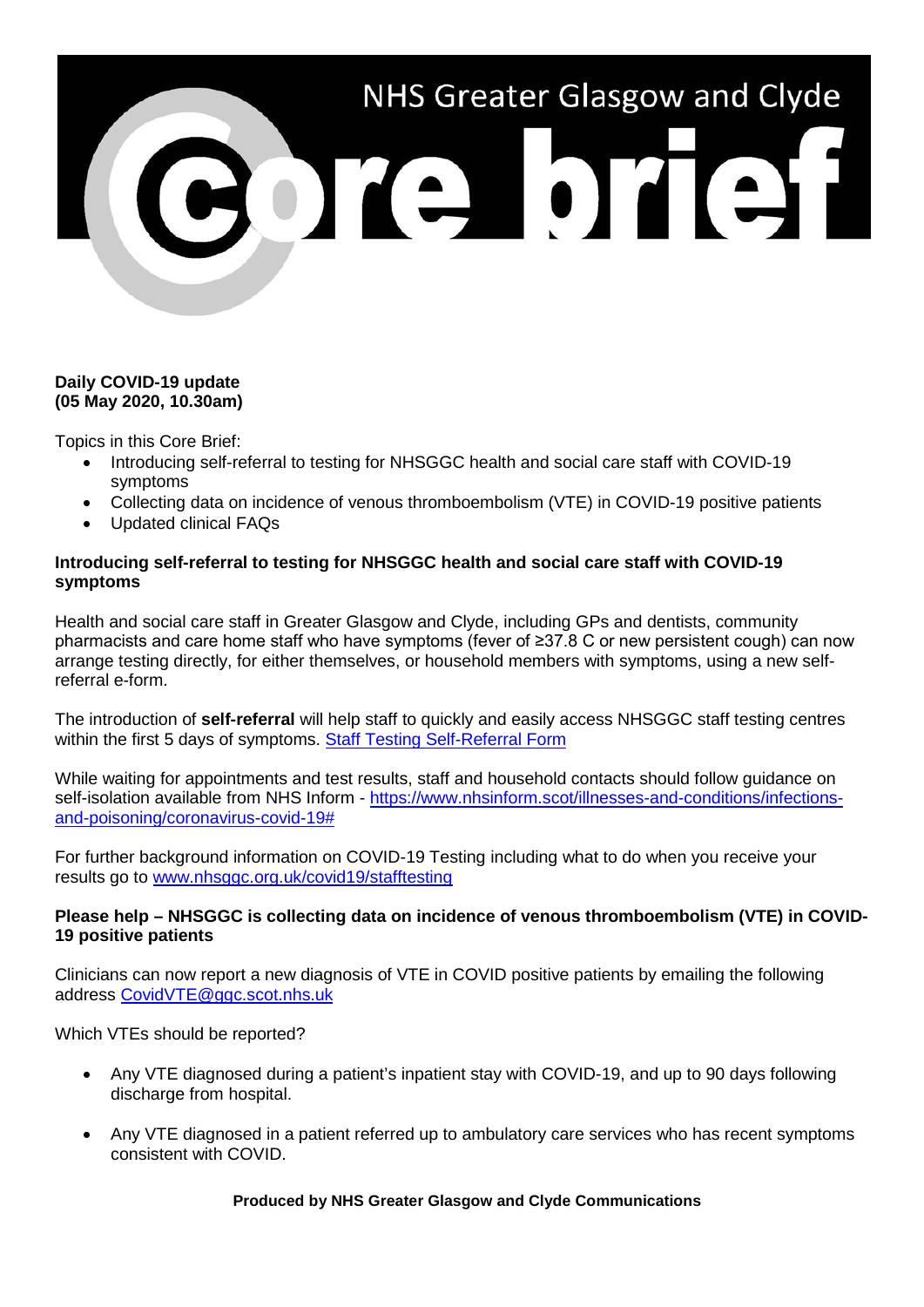# NHS Greater Glasgow and Clyde Core brief

**Daily COVID-19 update**
**(05 May 2020, 10.30am)**

Topics in this Core Brief:

- Introducing self-referral to testing for NHSGGC health and social care staff with COVID-19 symptoms
- Collecting data on incidence of venous thromboembolism (VTE) in COVID-19 positive patients
- Updated clinical FAQs

**Introducing self-referral to testing for NHSGGC health and social care staff with COVID-19 symptoms**

Health and social care staff in Greater Glasgow and Clyde, including GPs and dentists, community pharmacists and care home staff who have symptoms (fever of ≥37.8 C or new persistent cough) can now arrange testing directly, for either themselves, or household members with symptoms, using a new self-referral e-form.

The introduction of **self-referral** will help staff to quickly and easily access NHSGGC staff testing centres within the first 5 days of symptoms. Staff Testing Self-Referral Form

While waiting for appointments and test results, staff and household contacts should follow guidance on self-isolation available from NHS Inform - https://www.nhsinform.scot/illnesses-and-conditions/infections-and-poisoning/coronavirus-covid-19#

For further background information on COVID-19 Testing including what to do when you receive your results go to www.nhsggc.org.uk/covid19/stafftesting

**Please help – NHSGGC is collecting data on incidence of venous thromboembolism (VTE) in COVID-19 positive patients**

Clinicians can now report a new diagnosis of VTE in COVID positive patients by emailing the following address CovidVTE@ggc.scot.nhs.uk

Which VTEs should be reported?

- Any VTE diagnosed during a patient's inpatient stay with COVID-19, and up to 90 days following discharge from hospital.
- Any VTE diagnosed in a patient referred up to ambulatory care services who has recent symptoms consistent with COVID.

**Produced by NHS Greater Glasgow and Clyde Communications**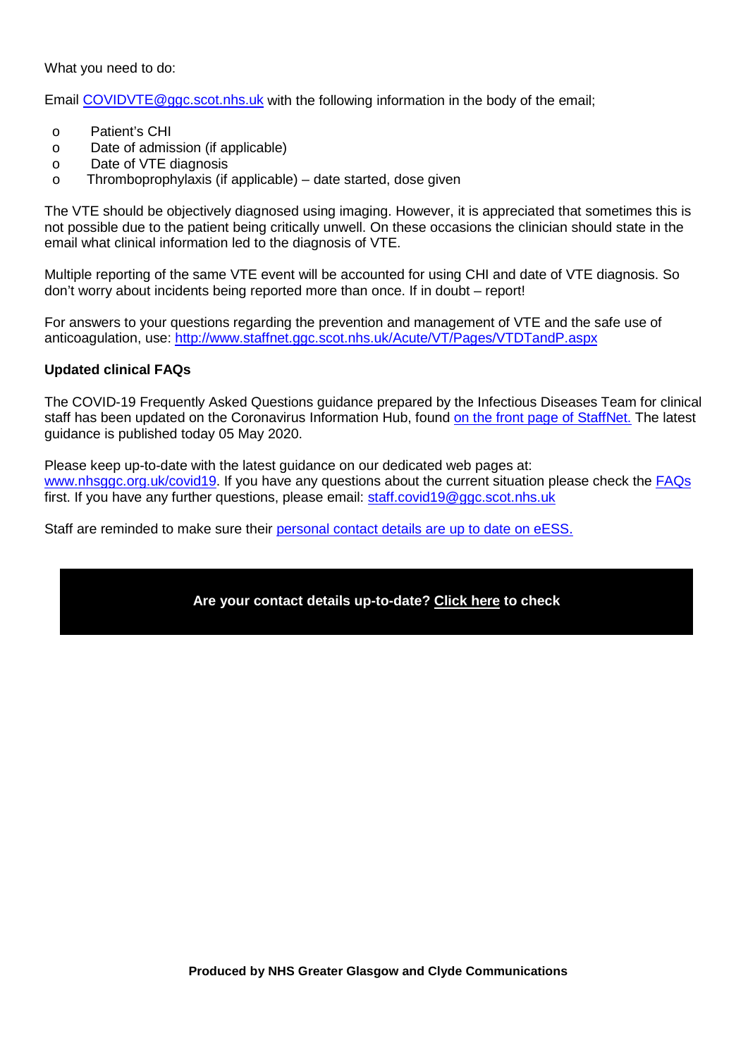What you need to do:

Email [COVIDVTE@ggc.scot.nhs.uk](mailto:COVIDVTE@ggc.scot.nhs.uk) with the following information in the body of the email;

- Patient's CHI
- Date of admission (if applicable)
- Date of VTE diagnosis
- Thromboprophylaxis (if applicable) – date started, dose given

The VTE should be objectively diagnosed using imaging. However, it is appreciated that sometimes this is not possible due to the patient being critically unwell. On these occasions the clinician should state in the email what clinical information led to the diagnosis of VTE.

Multiple reporting of the same VTE event will be accounted for using CHI and date of VTE diagnosis. So don't worry about incidents being reported more than once. If in doubt – report!

For answers to your questions regarding the prevention and management of VTE and the safe use of anticoagulation, use: http://www.staffnet.ggc.scot.nhs.uk/Acute/VT/Pages/VTDTandP.aspx

**Updated clinical FAQs**

The COVID-19 Frequently Asked Questions guidance prepared by the Infectious Diseases Team for clinical staff has been updated on the Coronavirus Information Hub, found on the front page of StaffNet. The latest guidance is published today 05 May 2020.

Please keep up-to-date with the latest guidance on our dedicated web pages at: www.nhsggc.org.uk/covid19. If you have any questions about the current situation please check the FAQs first. If you have any further questions, please email: staff.covid19@ggc.scot.nhs.uk

Staff are reminded to make sure their personal contact details are up to date on eESS.

**Are your contact details up-to-date? Click here to check**

**Produced by NHS Greater Glasgow and Clyde Communications**